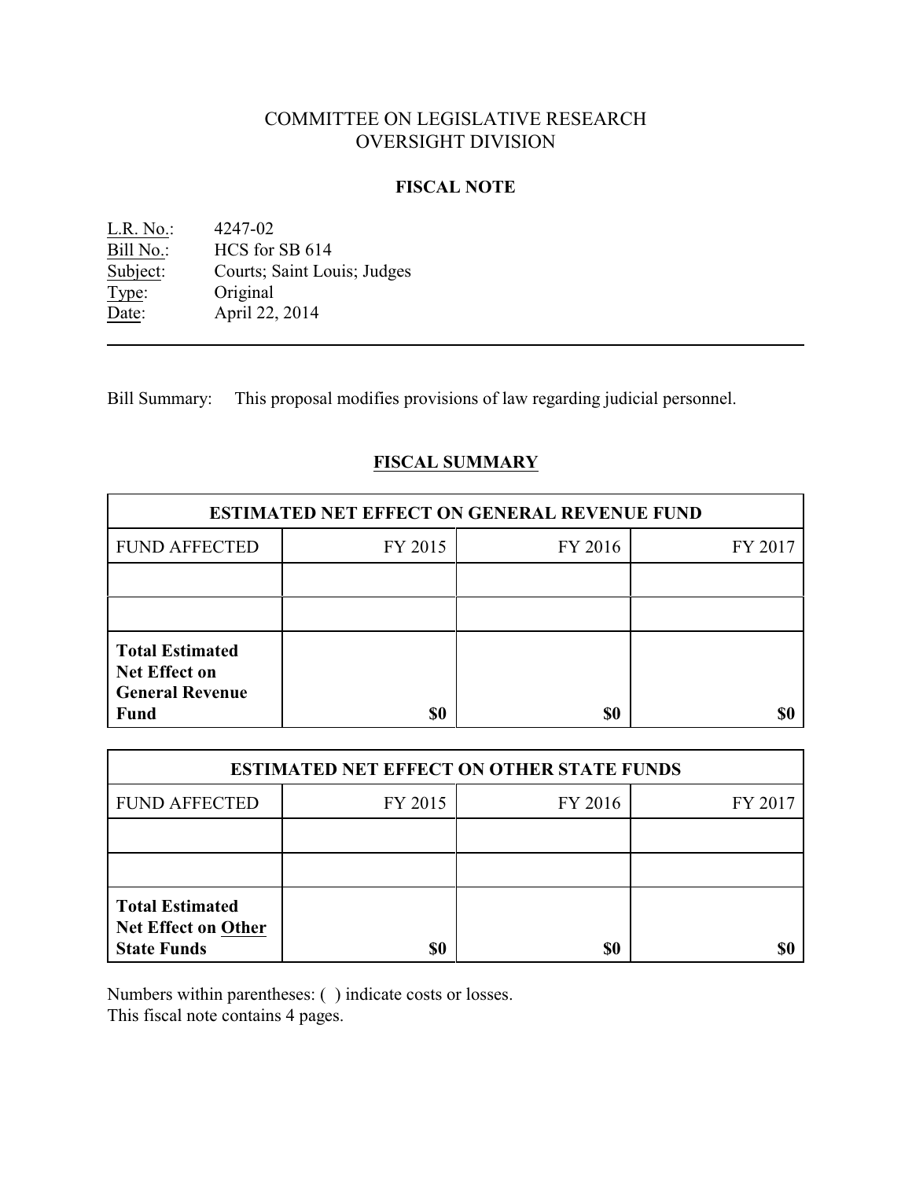# COMMITTEE ON LEGISLATIVE RESEARCH
# OVERSIGHT DIVISION

## FISCAL NOTE

L.R. No.: 4247-02
Bill No.: HCS for SB 614
Subject: Courts; Saint Louis; Judges
Type: Original
Date: April 22, 2014

---

Bill Summary: This proposal modifies provisions of law regarding judicial personnel.

## FISCAL SUMMARY

| ESTIMATED NET EFFECT ON GENERAL REVENUE FUND | | | |
|---|---|---|---|
| FUND AFFECTED | FY 2015 | FY 2016 | FY 2017 |
| | | | |
| | | | |
| **Total Estimated Net Effect on General Revenue Fund** | **$0** | **$0** | **$0** |

| ESTIMATED NET EFFECT ON OTHER STATE FUNDS | | | |
|---|---|---|---|
| FUND AFFECTED | FY 2015 | FY 2016 | FY 2017 |
| | | | |
| | | | |
| **Total Estimated Net Effect on Other State Funds** | **$0** | **$0** | **$0** |

Numbers within parentheses: ( ) indicate costs or losses.
This fiscal note contains 4 pages.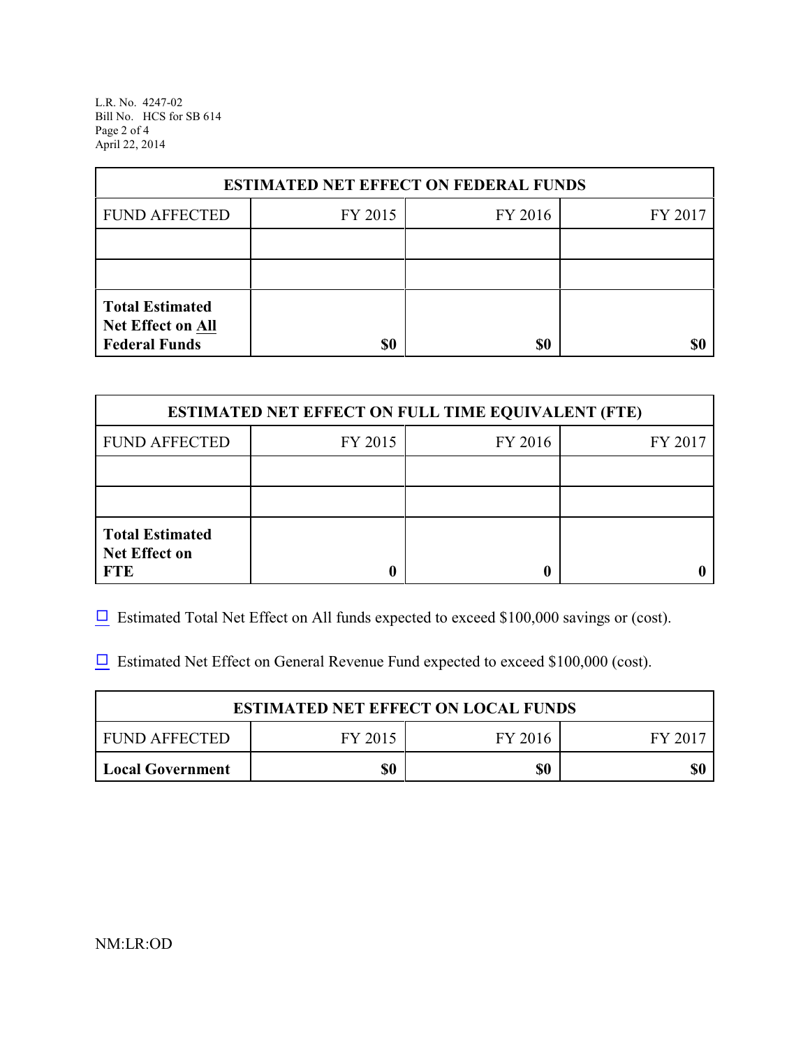| ESTIMATED NET EFFECT ON FEDERAL FUNDS | | | |
|---|---|---|---|
| FUND AFFECTED | FY 2015 | FY 2016 | FY 2017 |
| | | | |
| | | | |
| **Total Estimated Net Effect on All Federal Funds** | **$0** | **$0** | **$0** |

| ESTIMATED NET EFFECT ON FULL TIME EQUIVALENT (FTE) | | | |
|---|---|---|---|
| FUND AFFECTED | FY 2015 | FY 2016 | FY 2017 |
| | | | |
| | | | |
| **Total Estimated Net Effect on FTE** | **0** | **0** | **0** |

☐ Estimated Total Net Effect on All funds expected to exceed $100,000 savings or (cost).

☐ Estimated Net Effect on General Revenue Fund expected to exceed $100,000 (cost).

| ESTIMATED NET EFFECT ON LOCAL FUNDS | | | |
|---|---|---|---|
| FUND AFFECTED | FY 2015 | FY 2016 | FY 2017 |
| **Local Government** | **$0** | **$0** | **$0** |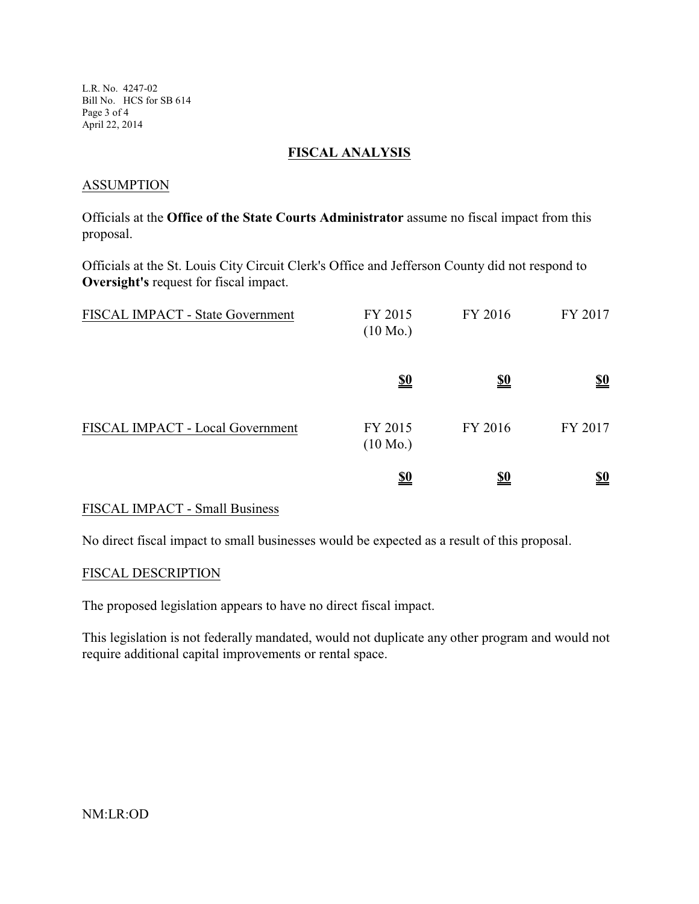L.R. No. 4247-02
Bill No. HCS for SB 614
April 22, 2014

## FISCAL ANALYSIS

### ASSUMPTION

Officials at the **Office of the State Courts Administrator** assume no fiscal impact from this proposal.

Officials at the St. Louis City Circuit Clerk's Office and Jefferson County did not respond to **Oversight's** request for fiscal impact.

| FISCAL IMPACT - State Government | FY 2015 (10 Mo.) | FY 2016 | FY 2017 |
|---|---|---|---|
| | **$0** | **$0** | **$0** |

| FISCAL IMPACT - Local Government | FY 2015 (10 Mo.) | FY 2016 | FY 2017 |
|---|---|---|---|
| | **$0** | **$0** | **$0** |

### FISCAL IMPACT - Small Business

No direct fiscal impact to small businesses would be expected as a result of this proposal.

### FISCAL DESCRIPTION

The proposed legislation appears to have no direct fiscal impact.

This legislation is not federally mandated, would not duplicate any other program and would not require additional capital improvements or rental space.

NM:LR:OD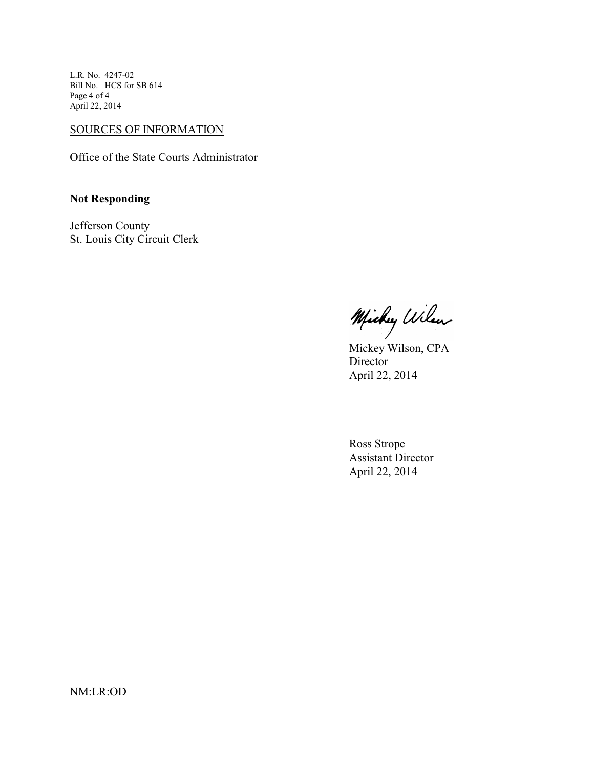SOURCES OF INFORMATION

Office of the State Courts Administrator

**Not Responding**

Jefferson County
St. Louis City Circuit Clerk

Mickey Wilson, CPA
Director
April 22, 2014

Ross Strope
Assistant Director
April 22, 2014

NM:LR:OD